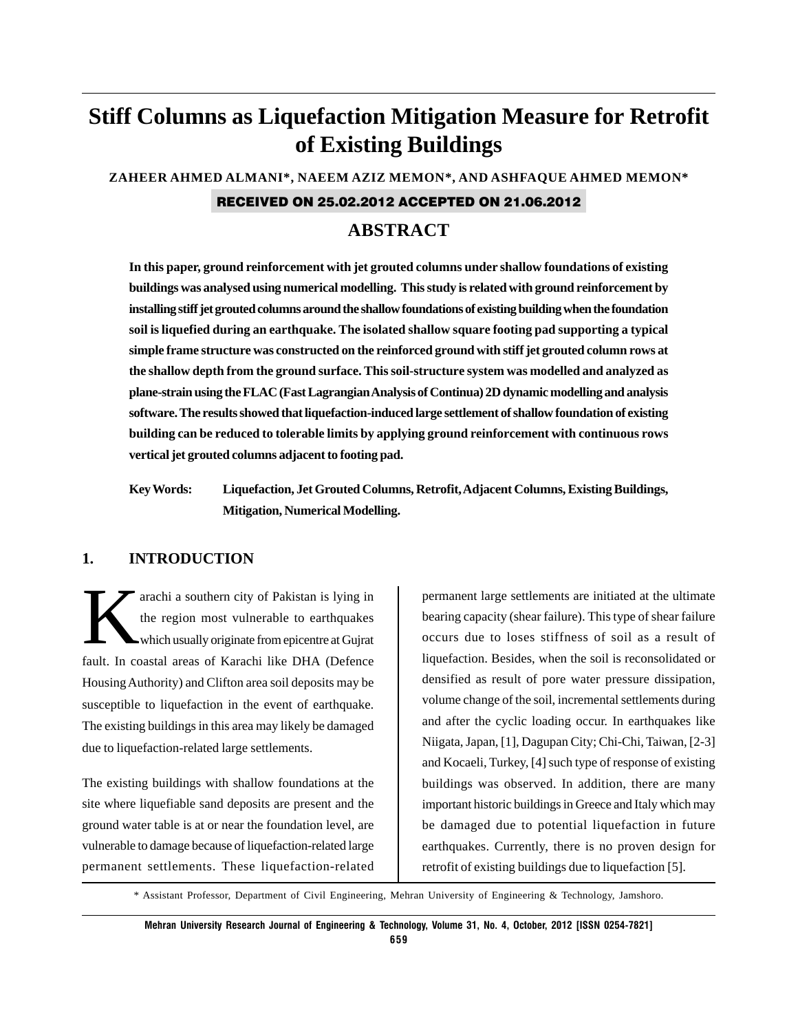# Stiff Columns as Liquefaction Mitigation Measure for Retrofit of Existing Buildings

**ZAHEER AHMED ALMANI\*, NAEEM AZIZ MEMON\*, AND ASHFAQUE AHMED MEMON\***

**RECEIVED ON 25.02.2012 ACCEPTED ON 21.06.2012**

## ABSTRACT

**In this paper, ground reinforcement with jet grouted columns under shallow foundations of existing buildings was analysed using numerical modelling. This study is related with ground reinforcement by installing stiff jet grouted columns around the shallow foundations of existing building when the foundation soil is liquefied during an earthquake. The isolated shallow square footing pad supporting a typical simple frame structure was constructed on the reinforced ground with stiff jet grouted column rows at the shallow depth from the ground surface. This soil-structure system was modelled and analyzed as plane-strain using the FLAC (Fast Lagrangian Analysis of Continua) 2D dynamic modelling and analysis software. The results showed that liquefaction-induced large settlement of shallow foundation of existing building can be reduced to tolerable limits by applying ground reinforcement with continuous rows vertical jet grouted columns adjacent to footing pad.**

**Key Words: Liquefaction, Jet Grouted Columns, Retrofit, Adjacent Columns, Existing Buildings, Mitigation, Numerical Modelling.**

## 1. INTRODUCTION

Karachi a southern city of Pakistan is lying in the region most vulnerable to earthquakes which usually originate from epicentre at Gujrat fault. In coastal areas of Karachi like DHA (Defence Housing Authority) and Clifton area soil deposits may be susceptible to liquefaction in the event of earthquake. The existing buildings in this area may likely be damaged due to liquefaction-related large settlements.

The existing buildings with shallow foundations at the site where liquefiable sand deposits are present and the ground water table is at or near the foundation level, are vulnerable to damage because of liquefaction-related large permanent settlements. These liquefaction-related permanent large settlements are initiated at the ultimate bearing capacity (shear failure). This type of shear failure occurs due to loses stiffness of soil as a result of liquefaction. Besides, when the soil is reconsolidated or densified as result of pore water pressure dissipation, volume change of the soil, incremental settlements during and after the cyclic loading occur. In earthquakes like Niigata, Japan, [1], Dagupan City; Chi-Chi, Taiwan, [2-3] and Kocaeli, Turkey, [4] such type of response of existing buildings was observed. In addition, there are many important historic buildings in Greece and Italy which may be damaged due to potential liquefaction in future earthquakes. Currently, there is no proven design for retrofit of existing buildings due to liquefaction [5].

\* Assistant Professor, Department of Civil Engineering, Mehran University of Engineering & Technology, Jamshoro.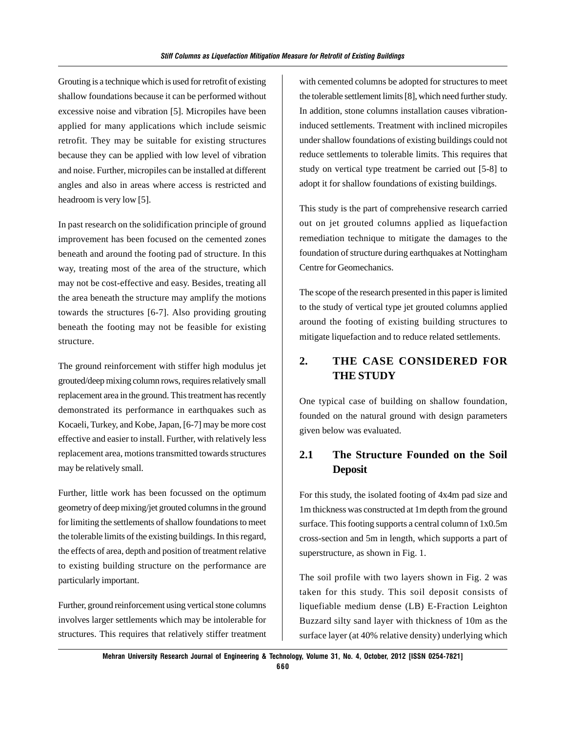Grouting is a technique which is used for retrofit of existing shallow foundations because it can be performed without excessive noise and vibration [5]. Micropiles have been applied for many applications which include seismic retrofit. They may be suitable for existing structures because they can be applied with low level of vibration and noise. Further, micropiles can be installed at different angles and also in areas where access is restricted and headroom is very low [5].

In past research on the solidification principle of ground improvement has been focused on the cemented zones beneath and around the footing pad of structure. In this way, treating most of the area of the structure, which may not be cost-effective and easy. Besides, treating all the area beneath the structure may amplify the motions towards the structures [6-7]. Also providing grouting beneath the footing may not be feasible for existing structure.

The ground reinforcement with stiffer high modulus jet grouted/deep mixing column rows, requires relatively small replacement area in the ground. This treatment has recently demonstrated its performance in earthquakes such as Kocaeli, Turkey, and Kobe, Japan, [6-7] may be more cost effective and easier to install. Further, with relatively less replacement area, motions transmitted towards structures may be relatively small.

Further, little work has been focussed on the optimum geometry of deep mixing/jet grouted columns in the ground for limiting the settlements of shallow foundations to meet the tolerable limits of the existing buildings. In this regard, the effects of area, depth and position of treatment relative to existing building structure on the performance are particularly important.

Further, ground reinforcement using vertical stone columns involves larger settlements which may be intolerable for structures. This requires that relatively stiffer treatment with cemented columns be adopted for structures to meet the tolerable settlement limits [8], which need further study. In addition, stone columns installation causes vibration-induced settlements. Treatment with inclined micropiles under shallow foundations of existing buildings could not reduce settlements to tolerable limits. This requires that study on vertical type treatment be carried out [5-8] to adopt it for shallow foundations of existing buildings.

This study is the part of comprehensive research carried out on jet grouted columns applied as liquefaction remediation technique to mitigate the damages to the foundation of structure during earthquakes at Nottingham Centre for Geomechanics.

The scope of the research presented in this paper is limited to the study of vertical type jet grouted columns applied around the footing of existing building structures to mitigate liquefaction and to reduce related settlements.

## 2. THE CASE CONSIDERED FOR THE STUDY

One typical case of building on shallow foundation, founded on the natural ground with design parameters given below was evaluated.

### 2.1 The Structure Founded on the Soil Deposit

For this study, the isolated footing of 4x4m pad size and 1m thickness was constructed at 1m depth from the ground surface. This footing supports a central column of 1x0.5m cross-section and 5m in length, which supports a part of superstructure, as shown in Fig. 1.

The soil profile with two layers shown in Fig. 2 was taken for this study. This soil deposit consists of liquefiable medium dense (LB) E-Fraction Leighton Buzzard silty sand layer with thickness of 10m as the surface layer (at 40% relative density) underlying which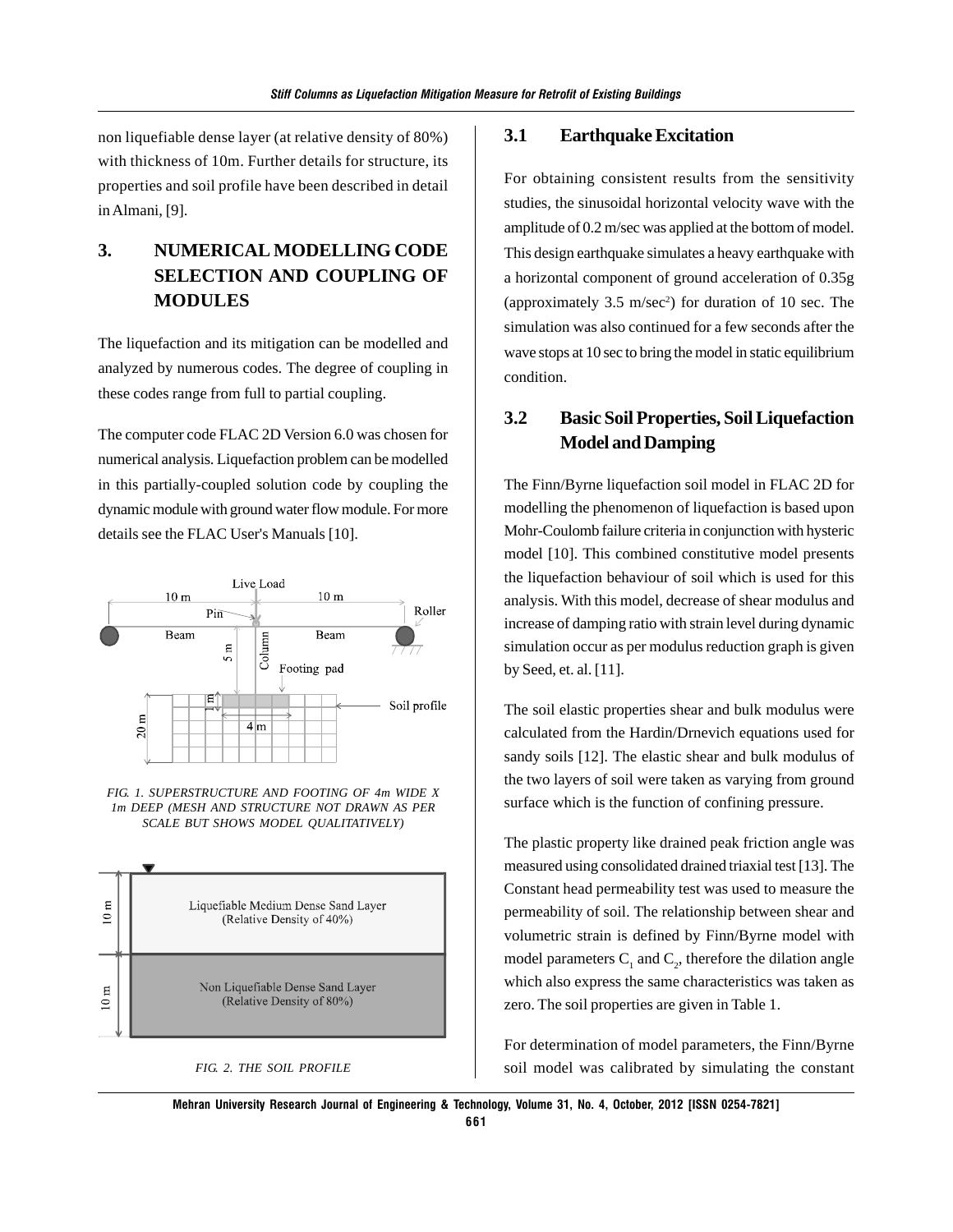non liquefiable dense layer (at relative density of 80%) with thickness of 10m. Further details for structure, its properties and soil profile have been described in detail in Almani, [9].

## 3. NUMERICAL MODELLING CODE SELECTION AND COUPLING OF MODULES

The liquefaction and its mitigation can be modelled and analyzed by numerous codes. The degree of coupling in these codes range from full to partial coupling.

The computer code FLAC 2D Version 6.0 was chosen for numerical analysis. Liquefaction problem can be modelled in this partially-coupled solution code by coupling the dynamic module with ground water flow module. For more details see the FLAC User's Manuals [10].

*FIG. 1. SUPERSTRUCTURE AND FOOTING OF 4m WIDE X 1m DEEP (MESH AND STRUCTURE NOT DRAWN AS PER SCALE BUT SHOWS MODEL QUALITATIVELY)*

*FIG. 2. THE SOIL PROFILE*

### 3.1 Earthquake Excitation

For obtaining consistent results from the sensitivity studies, the sinusoidal horizontal velocity wave with the amplitude of 0.2 m/sec was applied at the bottom of model. This design earthquake simulates a heavy earthquake with a horizontal component of ground acceleration of 0.35g (approximately 3.5 m/sec$^2$) for duration of 10 sec. The simulation was also continued for a few seconds after the wave stops at 10 sec to bring the model in static equilibrium condition.

### 3.2 Basic Soil Properties, Soil Liquefaction Model and Damping

The Finn/Byrne liquefaction soil model in FLAC 2D for modelling the phenomenon of liquefaction is based upon Mohr-Coulomb failure criteria in conjunction with hysteric model [10]. This combined constitutive model presents the liquefaction behaviour of soil which is used for this analysis. With this model, decrease of shear modulus and increase of damping ratio with strain level during dynamic simulation occur as per modulus reduction graph is given by Seed, et. al. [11].

The soil elastic properties shear and bulk modulus were calculated from the Hardin/Drnevich equations used for sandy soils [12]. The elastic shear and bulk modulus of the two layers of soil were taken as varying from ground surface which is the function of confining pressure.

The plastic property like drained peak friction angle was measured using consolidated drained triaxial test [13]. The Constant head permeability test was used to measure the permeability of soil. The relationship between shear and volumetric strain is defined by Finn/Byrne model with model parameters $C_1$ and $C_2$, therefore the dilation angle which also express the same characteristics was taken as zero. The soil properties are given in Table 1.

For determination of model parameters, the Finn/Byrne soil model was calibrated by simulating the constant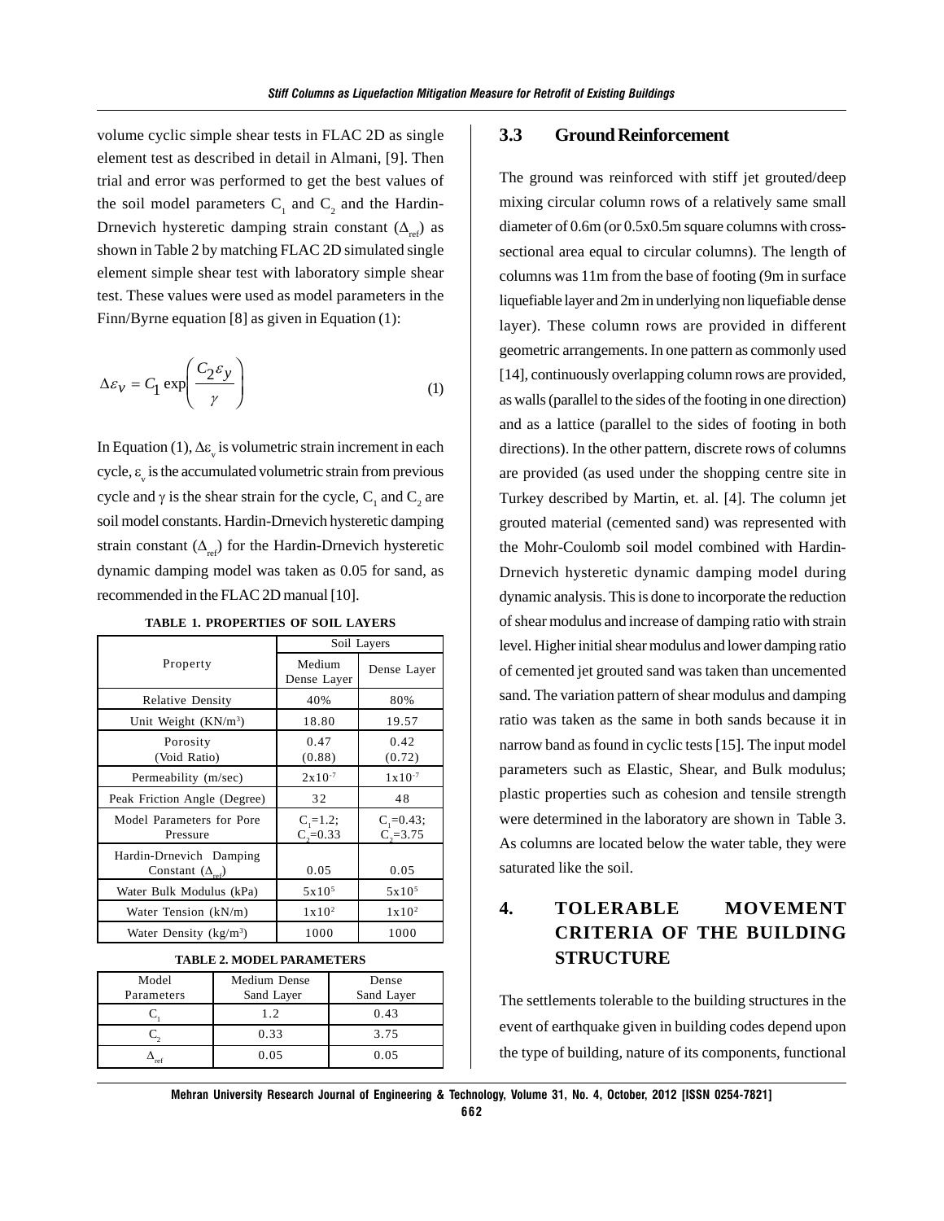volume cyclic simple shear tests in FLAC 2D as single element test as described in detail in Almani, [9]. Then trial and error was performed to get the best values of the soil model parameters $C_1$ and $C_2$ and the Hardin-Drnevich hysteretic damping strain constant ($\Delta_{ref}$) as shown in Table 2 by matching FLAC 2D simulated single element simple shear test with laboratory simple shear test. These values were used as model parameters in the Finn/Byrne equation [8] as given in Equation (1):

$$\Delta\varepsilon_v = C_1 \exp\left(\frac{C_2 \varepsilon_v}{\gamma}\right) \tag{1}$$

In Equation (1), $\Delta\varepsilon_v$ is volumetric strain increment in each cycle, $\varepsilon_v$ is the accumulated volumetric strain from previous cycle and $\gamma$ is the shear strain for the cycle, $C_1$ and $C_2$ are soil model constants. Hardin-Drnevich hysteretic damping strain constant ($\Delta_{ref}$) for the Hardin-Drnevich hysteretic dynamic damping model was taken as 0.05 for sand, as recommended in the FLAC 2D manual [10].

**TABLE 1. PROPERTIES OF SOIL LAYERS**

| Property | Soil Layers | |
|---|---|---|
| | Medium Dense Layer | Dense Layer |
| Relative Density | 40% | 80% |
| Unit Weight (KN/m$^3$) | 18.80 | 19.57 |
| Porosity (Void Ratio) | 0.47 (0.88) | 0.42 (0.72) |
| Permeability (m/sec) | $2\times10^{-7}$ | $1\times10^{-7}$ |
| Peak Friction Angle (Degree) | 32 | 48 |
| Model Parameters for Pore Pressure | $C_1$=1.2; $C_2$=0.33 | $C_1$=0.43; $C_2$=3.75 |
| Hardin-Drnevich Damping Constant ($\Delta_{ref}$) | 0.05 | 0.05 |
| Water Bulk Modulus (kPa) | $5\times10^{5}$ | $5\times10^{5}$ |
| Water Tension (kN/m) | $1\times10^{2}$ | $1\times10^{2}$ |
| Water Density (kg/m$^3$) | 1000 | 1000 |

**TABLE 2. MODEL PARAMETERS**

| Model Parameters | Medium Dense Sand Layer | Dense Sand Layer |
|---|---|---|
| $C_1$ | 1.2 | 0.43 |
| $C_2$ | 0.33 | 3.75 |
| $\Delta_{ref}$ | 0.05 | 0.05 |

### 3.3 Ground Reinforcement

The ground was reinforced with stiff jet grouted/deep mixing circular column rows of a relatively same small diameter of 0.6m (or 0.5x0.5m square columns with cross-sectional area equal to circular columns). The length of columns was 11m from the base of footing (9m in surface liquefiable layer and 2m in underlying non liquefiable dense layer). These column rows are provided in different geometric arrangements. In one pattern as commonly used [14], continuously overlapping column rows are provided, as walls (parallel to the sides of the footing in one direction) and as a lattice (parallel to the sides of footing in both directions). In the other pattern, discrete rows of columns are provided (as used under the shopping centre site in Turkey described by Martin, et. al. [4]. The column jet grouted material (cemented sand) was represented with the Mohr-Coulomb soil model combined with Hardin-Drnevich hysteretic dynamic damping model during dynamic analysis. This is done to incorporate the reduction of shear modulus and increase of damping ratio with strain level. Higher initial shear modulus and lower damping ratio of cemented jet grouted sand was taken than uncemented sand. The variation pattern of shear modulus and damping ratio was taken as the same in both sands because it in narrow band as found in cyclic tests [15]. The input model parameters such as Elastic, Shear, and Bulk modulus; plastic properties such as cohesion and tensile strength were determined in the laboratory are shown in Table 3. As columns are located below the water table, they were saturated like the soil.

## 4. TOLERABLE MOVEMENT CRITERIA OF THE BUILDING STRUCTURE

The settlements tolerable to the building structures in the event of earthquake given in building codes depend upon the type of building, nature of its components, functional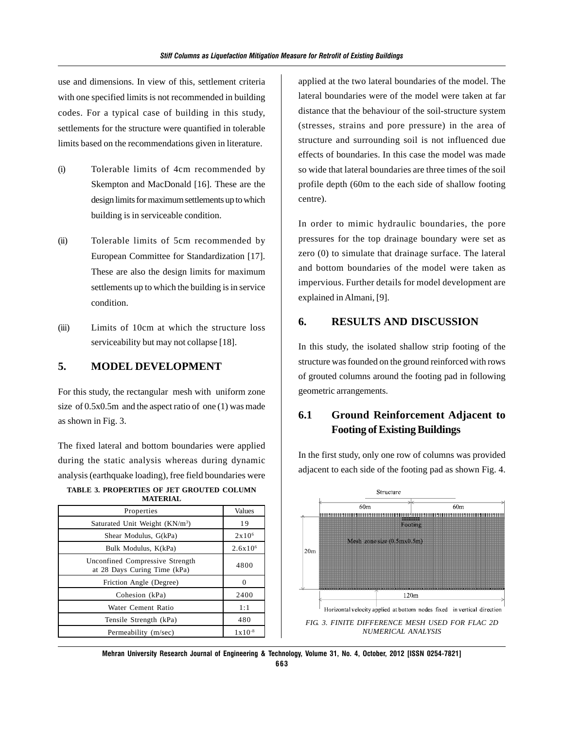use and dimensions. In view of this, settlement criteria with one specified limits is not recommended in building codes. For a typical case of building in this study, settlements for the structure were quantified in tolerable limits based on the recommendations given in literature.

(i) Tolerable limits of 4cm recommended by Skempton and MacDonald [16]. These are the design limits for maximum settlements up to which building is in serviceable condition.

(ii) Tolerable limits of 5cm recommended by European Committee for Standardization [17]. These are also the design limits for maximum settlements up to which the building is in service condition.

(iii) Limits of 10cm at which the structure loss serviceability but may not collapse [18].

## 5. MODEL DEVELOPMENT

For this study, the rectangular mesh with uniform zone size of 0.5x0.5m and the aspect ratio of one (1) was made as shown in Fig. 3.

The fixed lateral and bottom boundaries were applied during the static analysis whereas during dynamic analysis (earthquake loading), free field boundaries were applied at the two lateral boundaries of the model. The lateral boundaries were of the model were taken at far distance that the behaviour of the soil-structure system (stresses, strains and pore pressure) in the area of structure and surrounding soil is not influenced due effects of boundaries. In this case the model was made so wide that lateral boundaries are three times of the soil profile depth (60m to the each side of shallow footing centre).

**TABLE 3. PROPERTIES OF JET GROUTED COLUMN MATERIAL**

| Properties | Values |
|---|---|
| Saturated Unit Weight (KN/m$^3$) | 19 |
| Shear Modulus, G(kPa) | $2x10^6$ |
| Bulk Modulus, K(kPa) | $2.6x10^6$ |
| Unconfined Compressive Strength at 28 Days Curing Time (kPa) | 4800 |
| Friction Angle (Degree) | 0 |
| Cohesion (kPa) | 2400 |
| Water Cement Ratio | 1:1 |
| Tensile Strength (kPa) | 480 |
| Permeability (m/sec) | $1x10^{-8}$ |

In order to mimic hydraulic boundaries, the pore pressures for the top drainage boundary were set as zero (0) to simulate that drainage surface. The lateral and bottom boundaries of the model were taken as impervious. Further details for model development are explained in Almani, [9].

## 6. RESULTS AND DISCUSSION

In this study, the isolated shallow strip footing of the structure was founded on the ground reinforced with rows of grouted columns around the footing pad in following geometric arrangements.

### 6.1 Ground Reinforcement Adjacent to Footing of Existing Buildings

In the first study, only one row of columns was provided adjacent to each side of the footing pad as shown Fig. 4.

Structure

60m 60m

Footing

Mesh zone size (0.5mx0.5m)

20m

120m

Horizontal velocity applied at bottom nodes fixed in vertical direction

*FIG. 3. FINITE DIFFERENCE MESH USED FOR FLAC 2D NUMERICAL ANALYSIS*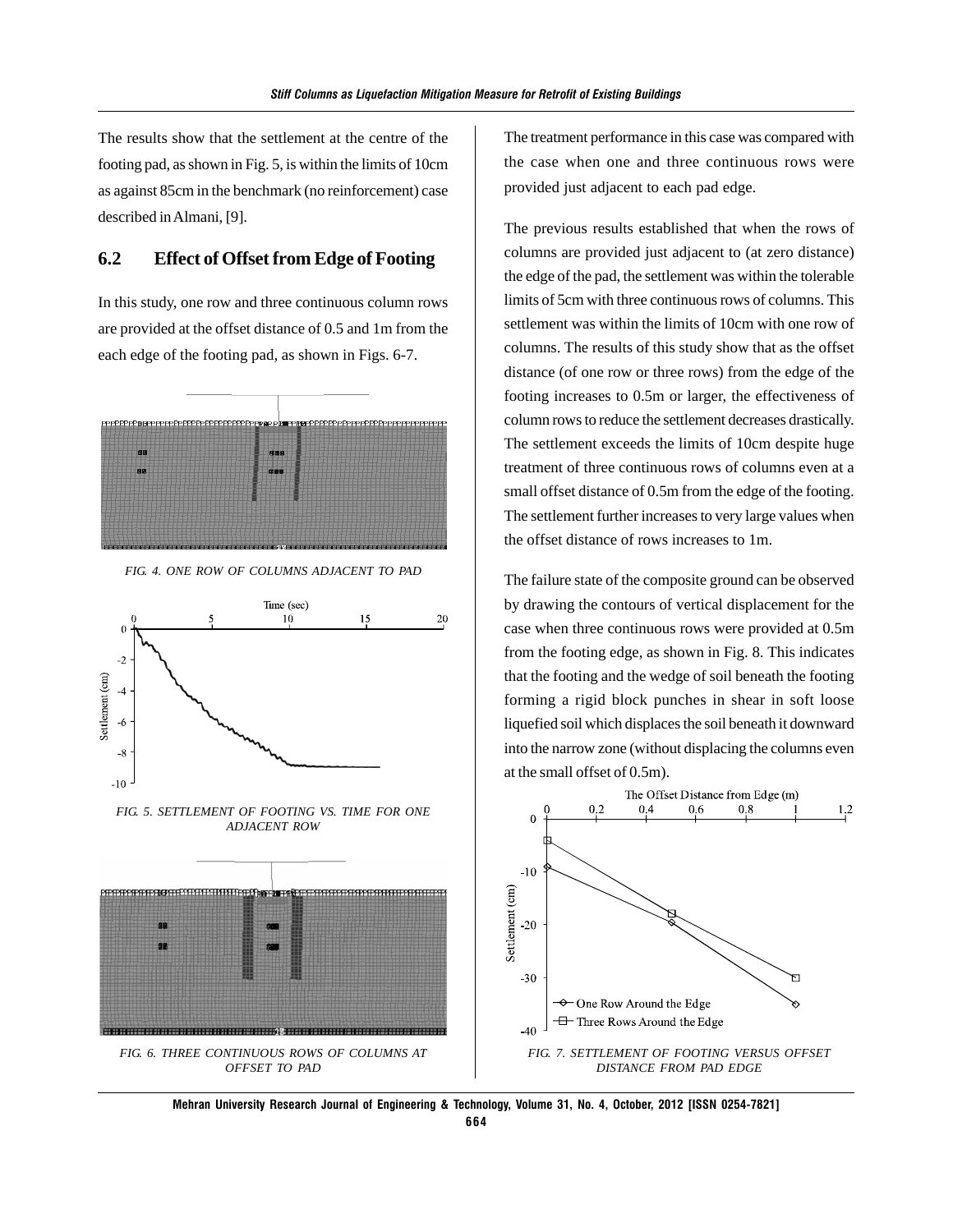The results show that the settlement at the centre of the footing pad, as shown in Fig. 5, is within the limits of 10cm as against 85cm in the benchmark (no reinforcement) case described in Almani, [9].

## 6.2 Effect of Offset from Edge of Footing

In this study, one row and three continuous column rows are provided at the offset distance of 0.5 and 1m from the each edge of the footing pad, as shown in Figs. 6-7.

*FIG. 4. ONE ROW OF COLUMNS ADJACENT TO PAD*

*FIG. 5. SETTLEMENT OF FOOTING VS. TIME FOR ONE ADJACENT ROW*

*FIG. 6. THREE CONTINUOUS ROWS OF COLUMNS AT OFFSET TO PAD*

The treatment performance in this case was compared with the case when one and three continuous rows were provided just adjacent to each pad edge.

The previous results established that when the rows of columns are provided just adjacent to (at zero distance) the edge of the pad, the settlement was within the tolerable limits of 5cm with three continuous rows of columns. This settlement was within the limits of 10cm with one row of columns. The results of this study show that as the offset distance (of one row or three rows) from the edge of the footing increases to 0.5m or larger, the effectiveness of column rows to reduce the settlement decreases drastically. The settlement exceeds the limits of 10cm despite huge treatment of three continuous rows of columns even at a small offset distance of 0.5m from the edge of the footing. The settlement further increases to very large values when the offset distance of rows increases to 1m.

The failure state of the composite ground can be observed by drawing the contours of vertical displacement for the case when three continuous rows were provided at 0.5m from the footing edge, as shown in Fig. 8. This indicates that the footing and the wedge of soil beneath the footing forming a rigid block punches in shear in soft loose liquefied soil which displaces the soil beneath it downward into the narrow zone (without displacing the columns even at the small offset of 0.5m).

*FIG. 7. SETTLEMENT OF FOOTING VERSUS OFFSET DISTANCE FROM PAD EDGE*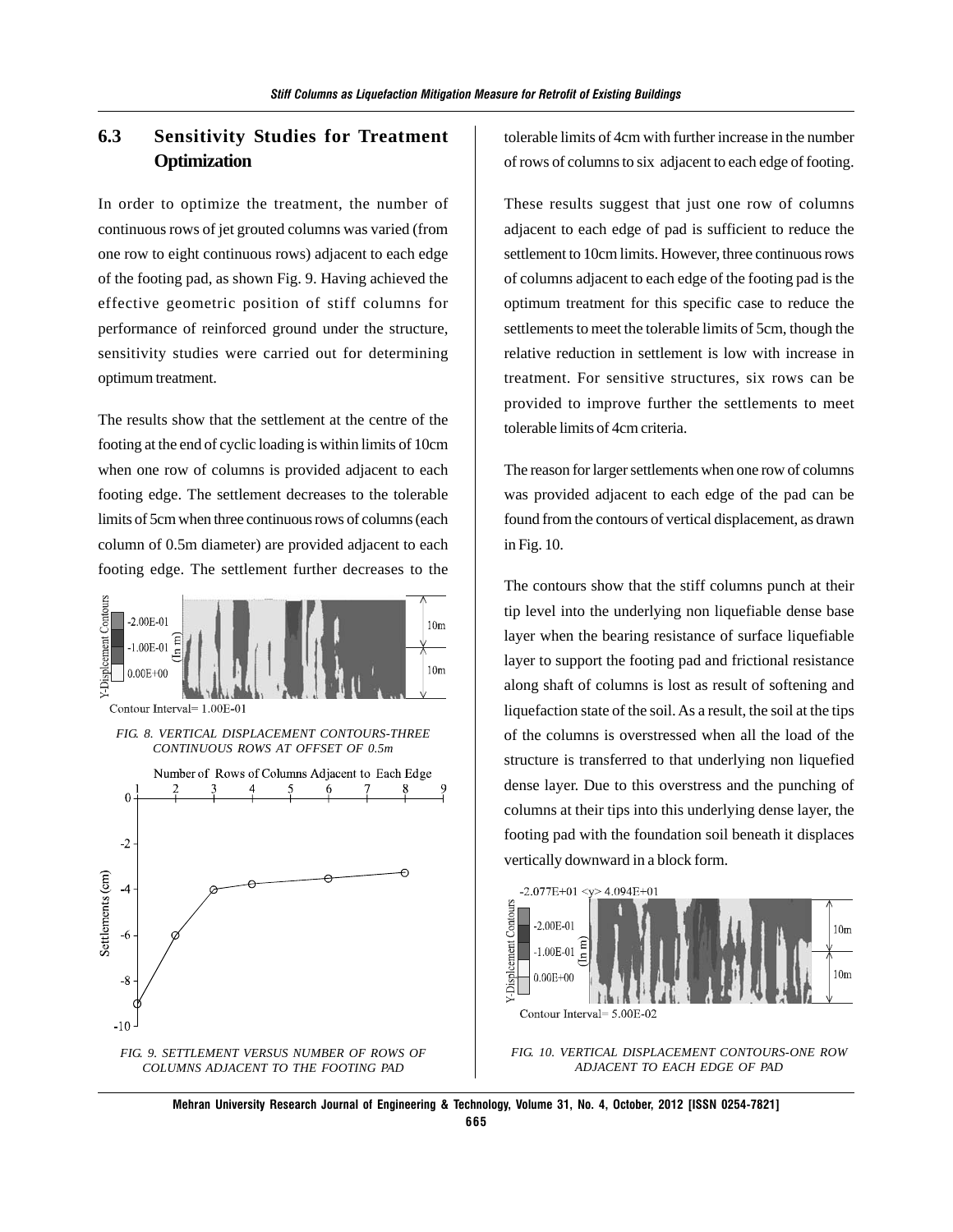### 6.3 Sensitivity Studies for Treatment Optimization

In order to optimize the treatment, the number of continuous rows of jet grouted columns was varied (from one row to eight continuous rows) adjacent to each edge of the footing pad, as shown Fig. 9. Having achieved the effective geometric position of stiff columns for performance of reinforced ground under the structure, sensitivity studies were carried out for determining optimum treatment.

The results show that the settlement at the centre of the footing at the end of cyclic loading is within limits of 10cm when one row of columns is provided adjacent to each footing edge. The settlement decreases to the tolerable limits of 5cm when three continuous rows of columns (each column of 0.5m diameter) are provided adjacent to each footing edge. The settlement further decreases to the tolerable limits of 4cm with further increase in the number of rows of columns to six adjacent to each edge of footing.

*FIG. 8. VERTICAL DISPLACEMENT CONTOURS-THREE CONTINUOUS ROWS AT OFFSET OF 0.5m*

*FIG. 9. SETTLEMENT VERSUS NUMBER OF ROWS OF COLUMNS ADJACENT TO THE FOOTING PAD*

These results suggest that just one row of columns adjacent to each edge of pad is sufficient to reduce the settlement to 10cm limits. However, three continuous rows of columns adjacent to each edge of the footing pad is the optimum treatment for this specific case to reduce the settlements to meet the tolerable limits of 5cm, though the relative reduction in settlement is low with increase in treatment. For sensitive structures, six rows can be provided to improve further the settlements to meet tolerable limits of 4cm criteria.

The reason for larger settlements when one row of columns was provided adjacent to each edge of the pad can be found from the contours of vertical displacement, as drawn in Fig. 10.

The contours show that the stiff columns punch at their tip level into the underlying non liquefiable dense base layer when the bearing resistance of surface liquefiable layer to support the footing pad and frictional resistance along shaft of columns is lost as result of softening and liquefaction state of the soil. As a result, the soil at the tips of the columns is overstressed when all the load of the structure is transferred to that underlying non liquefied dense layer. Due to this overstress and the punching of columns at their tips into this underlying dense layer, the footing pad with the foundation soil beneath it displaces vertically downward in a block form.

*FIG. 10. VERTICAL DISPLACEMENT CONTOURS-ONE ROW ADJACENT TO EACH EDGE OF PAD*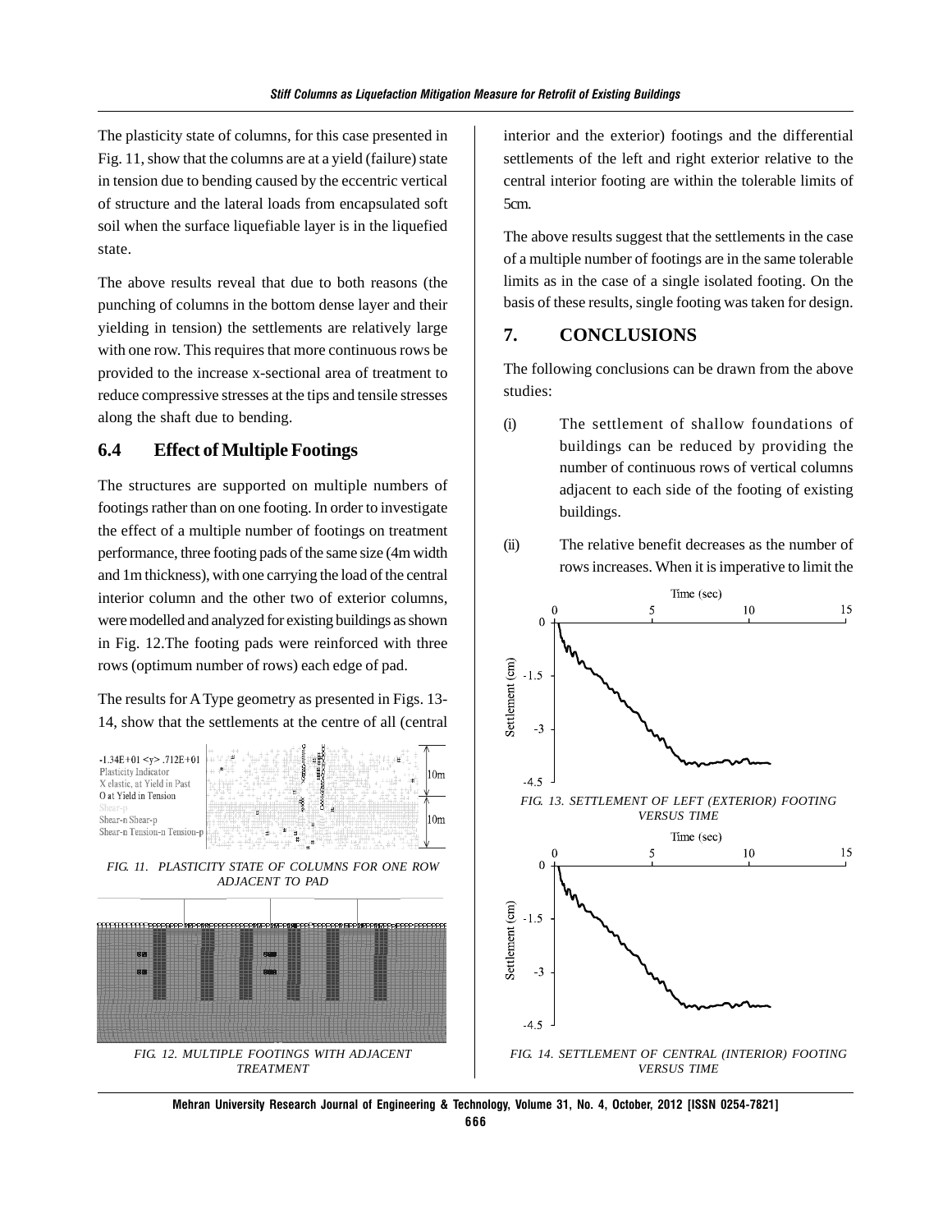The plasticity state of columns, for this case presented in Fig. 11, show that the columns are at a yield (failure) state in tension due to bending caused by the eccentric vertical of structure and the lateral loads from encapsulated soft soil when the surface liquefiable layer is in the liquefied state.

The above results reveal that due to both reasons (the punching of columns in the bottom dense layer and their yielding in tension) the settlements are relatively large with one row. This requires that more continuous rows be provided to the increase x-sectional area of treatment to reduce compressive stresses at the tips and tensile stresses along the shaft due to bending.

## 6.4 Effect of Multiple Footings

The structures are supported on multiple numbers of footings rather than on one footing. In order to investigate the effect of a multiple number of footings on treatment performance, three footing pads of the same size (4m width and 1m thickness), with one carrying the load of the central interior column and the other two of exterior columns, were modelled and analyzed for existing buildings as shown in Fig. 12.The footing pads were reinforced with three rows (optimum number of rows) each edge of pad.

The results for A Type geometry as presented in Figs. 13-14, show that the settlements at the centre of all (central interior and the exterior) footings and the differential settlements of the left and right exterior relative to the central interior footing are within the tolerable limits of 5cm.

FIG. 11. PLASTICITY STATE OF COLUMNS FOR ONE ROW ADJACENT TO PAD

FIG. 12. MULTIPLE FOOTINGS WITH ADJACENT TREATMENT

The above results suggest that the settlements in the case of a multiple number of footings are in the same tolerable limits as in the case of a single isolated footing. On the basis of these results, single footing was taken for design.

## 7. CONCLUSIONS

The following conclusions can be drawn from the above studies:

(i) The settlement of shallow foundations of buildings can be reduced by providing the number of continuous rows of vertical columns adjacent to each side of the footing of existing buildings.

(ii) The relative benefit decreases as the number of rows increases. When it is imperative to limit the

FIG. 13. SETTLEMENT OF LEFT (EXTERIOR) FOOTING VERSUS TIME

FIG. 14. SETTLEMENT OF CENTRAL (INTERIOR) FOOTING VERSUS TIME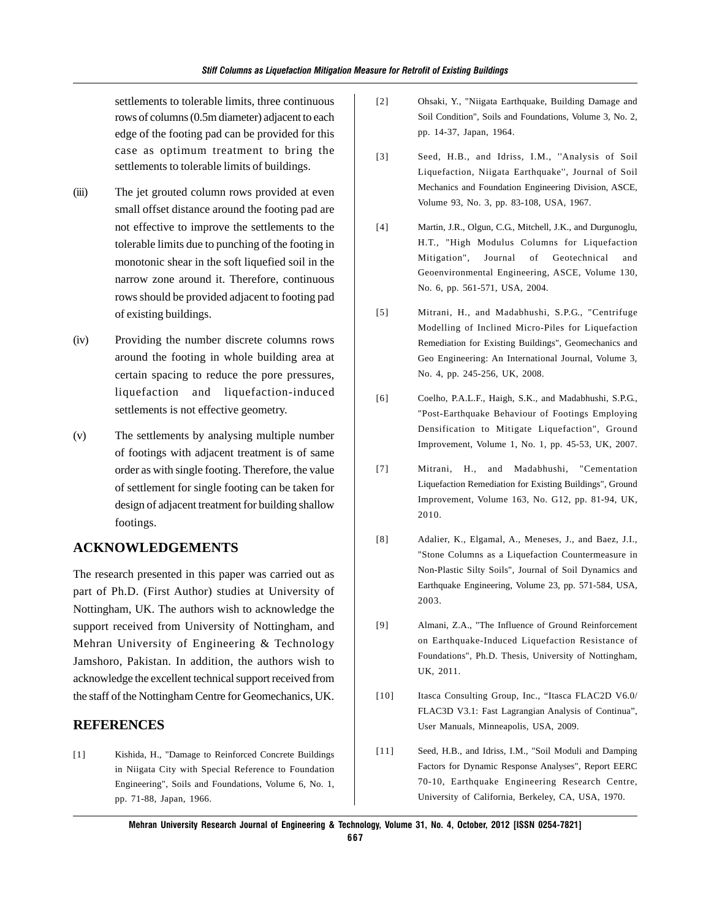settlements to tolerable limits, three continuous rows of columns (0.5m diameter) adjacent to each edge of the footing pad can be provided for this case as optimum treatment to bring the settlements to tolerable limits of buildings.

(iii) The jet grouted column rows provided at even small offset distance around the footing pad are not effective to improve the settlements to the tolerable limits due to punching of the footing in monotonic shear in the soft liquefied soil in the narrow zone around it. Therefore, continuous rows should be provided adjacent to footing pad of existing buildings.

(iv) Providing the number discrete columns rows around the footing in whole building area at certain spacing to reduce the pore pressures, liquefaction and liquefaction-induced settlements is not effective geometry.

(v) The settlements by analysing multiple number of footings with adjacent treatment is of same order as with single footing. Therefore, the value of settlement for single footing can be taken for design of adjacent treatment for building shallow footings.

## ACKNOWLEDGEMENTS

The research presented in this paper was carried out as part of Ph.D. (First Author) studies at University of Nottingham, UK. The authors wish to acknowledge the support received from University of Nottingham, and Mehran University of Engineering & Technology Jamshoro, Pakistan. In addition, the authors wish to acknowledge the excellent technical support received from the staff of the Nottingham Centre for Geomechanics, UK.

## REFERENCES

[1] Kishida, H., "Damage to Reinforced Concrete Buildings in Niigata City with Special Reference to Foundation Engineering", Soils and Foundations, Volume 6, No. 1, pp. 71-88, Japan, 1966.

[2] Ohsaki, Y., "Niigata Earthquake, Building Damage and Soil Condition", Soils and Foundations, Volume 3, No. 2, pp. 14-37, Japan, 1964.

[3] Seed, H.B., and Idriss, I.M., "Analysis of Soil Liquefaction, Niigata Earthquake", Journal of Soil Mechanics and Foundation Engineering Division, ASCE, Volume 93, No. 3, pp. 83-108, USA, 1967.

[4] Martin, J.R., Olgun, C.G., Mitchell, J.K., and Durgunoglu, H.T., "High Modulus Columns for Liquefaction Mitigation", Journal of Geotechnical and Geoenvironmental Engineering, ASCE, Volume 130, No. 6, pp. 561-571, USA, 2004.

[5] Mitrani, H., and Madabhushi, S.P.G., "Centrifuge Modelling of Inclined Micro-Piles for Liquefaction Remediation for Existing Buildings", Geomechanics and Geo Engineering: An International Journal, Volume 3, No. 4, pp. 245-256, UK, 2008.

[6] Coelho, P.A.L.F., Haigh, S.K., and Madabhushi, S.P.G., "Post-Earthquake Behaviour of Footings Employing Densification to Mitigate Liquefaction", Ground Improvement, Volume 1, No. 1, pp. 45-53, UK, 2007.

[7] Mitrani, H., and Madabhushi, "Cementation Liquefaction Remediation for Existing Buildings", Ground Improvement, Volume 163, No. G12, pp. 81-94, UK, 2010.

[8] Adalier, K., Elgamal, A., Meneses, J., and Baez, J.I., "Stone Columns as a Liquefaction Countermeasure in Non-Plastic Silty Soils", Journal of Soil Dynamics and Earthquake Engineering, Volume 23, pp. 571-584, USA, 2003.

[9] Almani, Z.A., "The Influence of Ground Reinforcement on Earthquake-Induced Liquefaction Resistance of Foundations", Ph.D. Thesis, University of Nottingham, UK, 2011.

[10] Itasca Consulting Group, Inc., "Itasca FLAC2D V6.0/ FLAC3D V3.1: Fast Lagrangian Analysis of Continua", User Manuals, Minneapolis, USA, 2009.

[11] Seed, H.B., and Idriss, I.M., "Soil Moduli and Damping Factors for Dynamic Response Analyses", Report EERC 70-10, Earthquake Engineering Research Centre, University of California, Berkeley, CA, USA, 1970.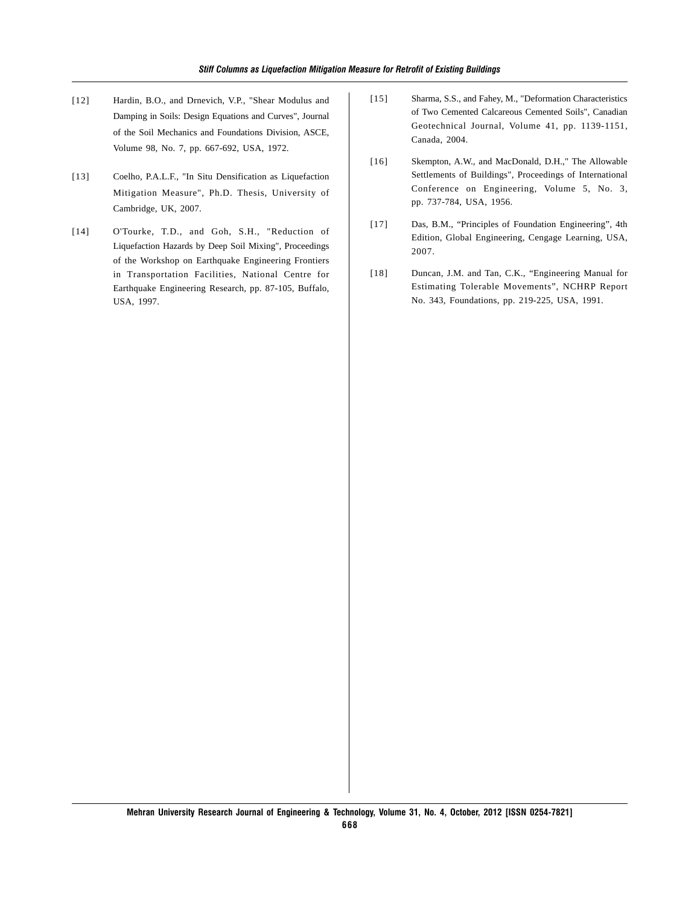[12] Hardin, B.O., and Drnevich, V.P., "Shear Modulus and Damping in Soils: Design Equations and Curves", Journal of the Soil Mechanics and Foundations Division, ASCE, Volume 98, No. 7, pp. 667-692, USA, 1972.

[13] Coelho, P.A.L.F., "In Situ Densification as Liquefaction Mitigation Measure", Ph.D. Thesis, University of Cambridge, UK, 2007.

[14] O'Tourke, T.D., and Goh, S.H., "Reduction of Liquefaction Hazards by Deep Soil Mixing", Proceedings of the Workshop on Earthquake Engineering Frontiers in Transportation Facilities, National Centre for Earthquake Engineering Research, pp. 87-105, Buffalo, USA, 1997.

[15] Sharma, S.S., and Fahey, M., "Deformation Characteristics of Two Cemented Calcareous Cemented Soils", Canadian Geotechnical Journal, Volume 41, pp. 1139-1151, Canada, 2004.

[16] Skempton, A.W., and MacDonald, D.H.," The Allowable Settlements of Buildings", Proceedings of International Conference on Engineering, Volume 5, No. 3, pp. 737-784, USA, 1956.

[17] Das, B.M., "Principles of Foundation Engineering", 4th Edition, Global Engineering, Cengage Learning, USA, 2007.

[18] Duncan, J.M. and Tan, C.K., "Engineering Manual for Estimating Tolerable Movements", NCHRP Report No. 343, Foundations, pp. 219-225, USA, 1991.